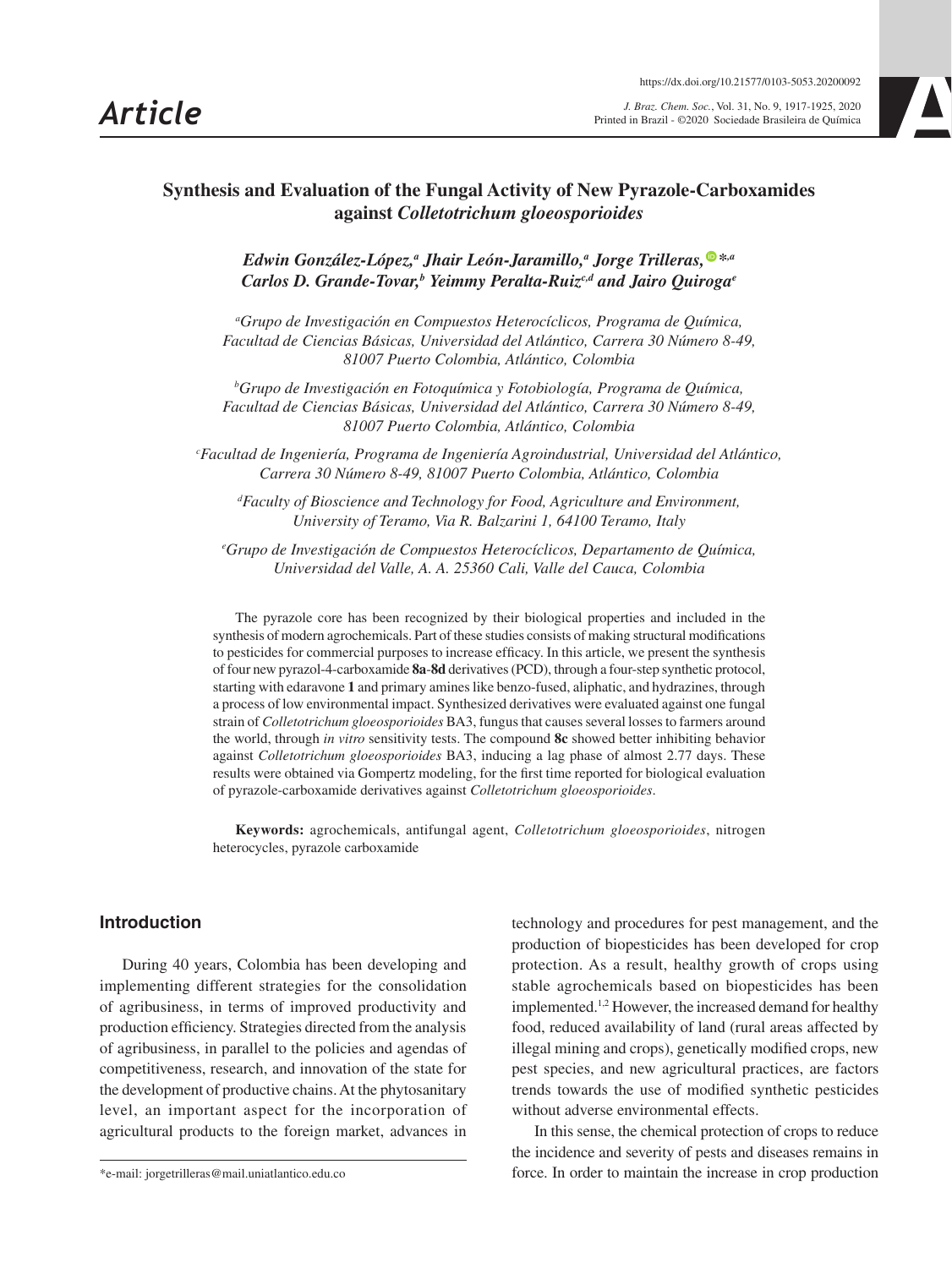# Synthesis and Evaluation of the Fungal Activity of New Pyrazole-Carboxamides against *Colletotrichum gloeosporioides*

*Edwin González-López,[a] Jhair León-Jaramillo,[a] Jorge Trilleras,[*,a] Carlos D. Grande-Tovar,[b] Yeimmy Peralta-Ruiz[c,d] and Jairo Quiroga[e]*

[a] *Grupo de Investigación en Compuestos Heterocíclicos, Programa de Química, Facultad de Ciencias Básicas, Universidad del Atlántico, Carrera 30 Número 8-49, 81007 Puerto Colombia, Atlántico, Colombia*

[b] *Grupo de Investigación en Fotoquímica y Fotobiología, Programa de Química, Facultad de Ciencias Básicas, Universidad del Atlántico, Carrera 30 Número 8-49, 81007 Puerto Colombia, Atlántico, Colombia*

[c] *Facultad de Ingeniería, Programa de Ingeniería Agroindustrial, Universidad del Atlántico, Carrera 30 Número 8-49, 81007 Puerto Colombia, Atlántico, Colombia*

[d] *Faculty of Bioscience and Technology for Food, Agriculture and Environment, University of Teramo, Via R. Balzarini 1, 64100 Teramo, Italy*

[e] *Grupo de Investigación de Compuestos Heterocíclicos, Departamento de Química, Universidad del Valle, A. A. 25360 Cali, Valle del Cauca, Colombia*

The pyrazole core has been recognized by their biological properties and included in the synthesis of modern agrochemicals. Part of these studies consists of making structural modifications to pesticides for commercial purposes to increase efficacy. In this article, we present the synthesis of four new pyrazol-4-carboxamide **8a**-**8d** derivatives (PCD), through a four-step synthetic protocol, starting with edaravone **1** and primary amines like benzo-fused, aliphatic, and hydrazines, through a process of low environmental impact. Synthesized derivatives were evaluated against one fungal strain of *Colletotrichum gloeosporioides* BA3, fungus that causes several losses to farmers around the world, through *in vitro* sensitivity tests. The compound **8c** showed better inhibiting behavior against *Colletotrichum gloeosporioides* BA3, inducing a lag phase of almost 2.77 days. These results were obtained via Gompertz modeling, for the first time reported for biological evaluation of pyrazole-carboxamide derivatives against *Colletotrichum gloeosporioides*.

**Keywords:** agrochemicals, antifungal agent, *Colletotrichum gloeosporioides*, nitrogen heterocycles, pyrazole carboxamide

## Introduction

During 40 years, Colombia has been developing and implementing different strategies for the consolidation of agribusiness, in terms of improved productivity and production efficiency. Strategies directed from the analysis of agribusiness, in parallel to the policies and agendas of competitiveness, research, and innovation of the state for the development of productive chains. At the phytosanitary level, an important aspect for the incorporation of agricultural products to the foreign market, advances in technology and procedures for pest management, and the production of biopesticides has been developed for crop protection. As a result, healthy growth of crops using stable agrochemicals based on biopesticides has been implemented.[1,2] However, the increased demand for healthy food, reduced availability of land (rural areas affected by illegal mining and crops), genetically modified crops, new pest species, and new agricultural practices, are factors trends towards the use of modified synthetic pesticides without adverse environmental effects.

In this sense, the chemical protection of crops to reduce the incidence and severity of pests and diseases remains in force. In order to maintain the increase in crop production

*e-mail: jorgetrilleras@mail.uniatlantico.edu.co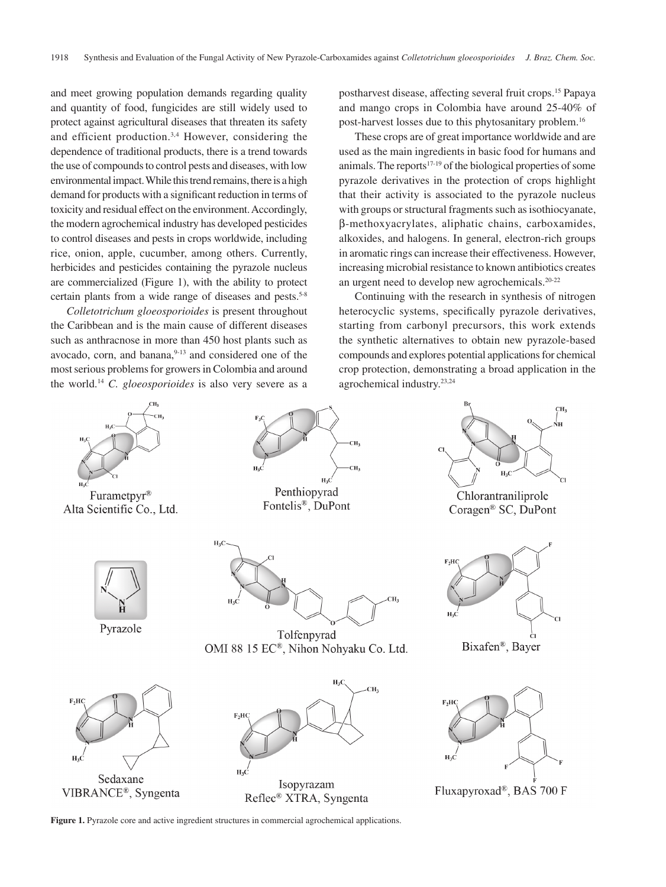and meet growing population demands regarding quality and quantity of food, fungicides are still widely used to protect against agricultural diseases that threaten its safety and efficient production.[3,4] However, considering the dependence of traditional products, there is a trend towards the use of compounds to control pests and diseases, with low environmental impact. While this trend remains, there is a high demand for products with a significant reduction in terms of toxicity and residual effect on the environment. Accordingly, the modern agrochemical industry has developed pesticides to control diseases and pests in crops worldwide, including rice, onion, apple, cucumber, among others. Currently, herbicides and pesticides containing the pyrazole nucleus are commercialized (Figure 1), with the ability to protect certain plants from a wide range of diseases and pests.[5-8]

*Colletotrichum gloeosporioides* is present throughout the Caribbean and is the main cause of different diseases such as anthracnose in more than 450 host plants such as avocado, corn, and banana,[9-13] and considered one of the most serious problems for growers in Colombia and around the world.[14] *C. gloeosporioides* is also very severe as a postharvest disease, affecting several fruit crops.[15] Papaya and mango crops in Colombia have around 25-40% of post-harvest losses due to this phytosanitary problem.[16]

These crops are of great importance worldwide and are used as the main ingredients in basic food for humans and animals. The reports[17-19] of the biological properties of some pyrazole derivatives in the protection of crops highlight that their activity is associated to the pyrazole nucleus with groups or structural fragments such as isothiocyanate, β-methoxyacrylates, aliphatic chains, carboxamides, alkoxides, and halogens. In general, electron-rich groups in aromatic rings can increase their effectiveness. However, increasing microbial resistance to known antibiotics creates an urgent need to develop new agrochemicals.[20-22]

Continuing with the research in synthesis of nitrogen heterocyclic systems, specifically pyrazole derivatives, starting from carbonyl precursors, this work extends the synthetic alternatives to obtain new pyrazole-based compounds and explores potential applications for chemical crop protection, demonstrating a broad application in the agrochemical industry.[23,24]

Furametpyr® Alta Scientific Co., Ltd.

Penthiopyrad Fontelis®, DuPont

Chlorantraniliprole Coragen® SC, DuPont

Pyrazole

Tolfenpyrad OMI 88 15 EC®, Nihon Nohyaku Co. Ltd.

Bixafen®, Bayer

Sedaxane VIBRANCE®, Syngenta

Isopyrazam Reflec® XTRA, Syngenta

Fluxapyroxad®, BAS 700 F

**Figure 1.** Pyrazole core and active ingredient structures in commercial agrochemical applications.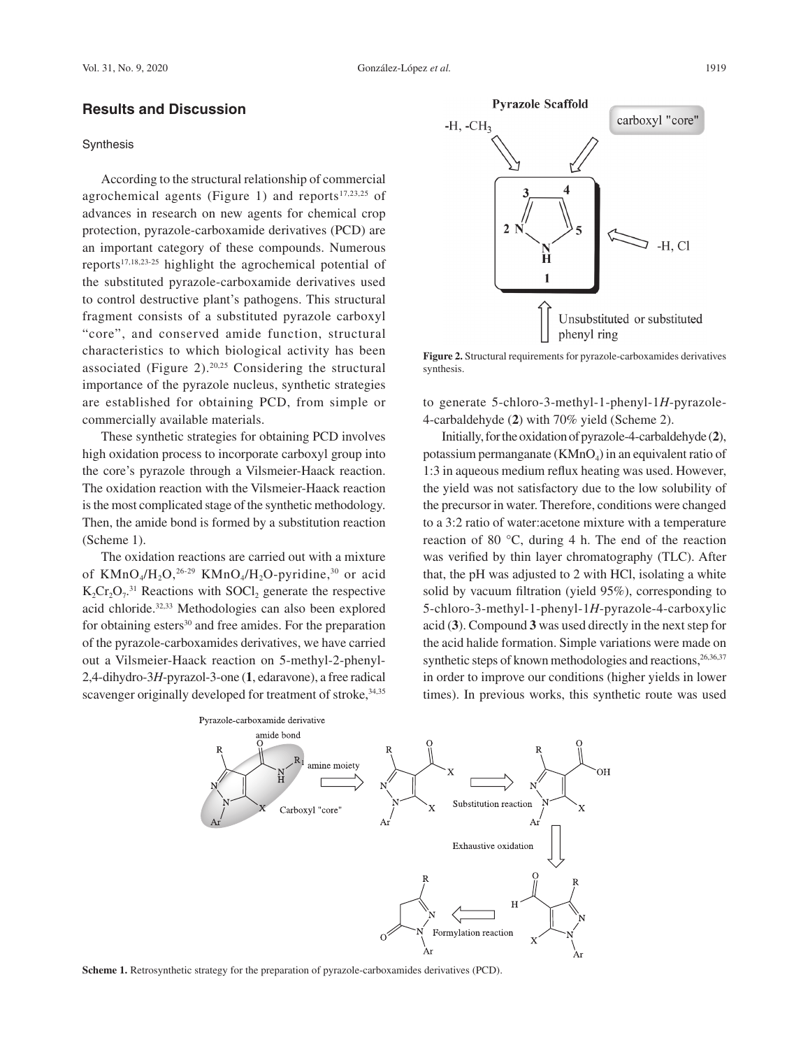## Results and Discussion

### Synthesis

According to the structural relationship of commercial agrochemical agents (Figure 1) and reports[17,23,25] of advances in research on new agents for chemical crop protection, pyrazole-carboxamide derivatives (PCD) are an important category of these compounds. Numerous reports[17,18,23-25] highlight the agrochemical potential of the substituted pyrazole-carboxamide derivatives used to control destructive plant's pathogens. This structural fragment consists of a substituted pyrazole carboxyl "core", and conserved amide function, structural characteristics to which biological activity has been associated (Figure 2).[20,25] Considering the structural importance of the pyrazole nucleus, synthetic strategies are established for obtaining PCD, from simple or commercially available materials.

These synthetic strategies for obtaining PCD involves high oxidation process to incorporate carboxyl group into the core's pyrazole through a Vilsmeier-Haack reaction. The oxidation reaction with the Vilsmeier-Haack reaction is the most complicated stage of the synthetic methodology. Then, the amide bond is formed by a substitution reaction (Scheme 1).

The oxidation reactions are carried out with a mixture of $KMnO_4/H_2O$,[26-29] $KMnO_4/H_2O$-pyridine,[30] or acid $K_2Cr_2O_7$.[31] Reactions with $SOCl_2$ generate the respective acid chloride.[32,33] Methodologies can also been explored for obtaining esters[30] and free amides. For the preparation of the pyrazole-carboxamides derivatives, we have carried out a Vilsmeier-Haack reaction on 5-methyl-2-phenyl-2,4-dihydro-3*H*-pyrazol-3-one (**1**, edaravone), a free radical scavenger originally developed for treatment of stroke,[34,35] to generate 5-chloro-3-methyl-1-phenyl-1*H*-pyrazole-4-carbaldehyde (**2**) with 70% yield (Scheme 2).

**Figure 2.** Structural requirements for pyrazole-carboxamides derivatives synthesis.

Initially, for the oxidation of pyrazole-4-carbaldehyde (**2**), potassium permanganate ($KMnO_4$) in an equivalent ratio of 1:3 in aqueous medium reflux heating was used. However, the yield was not satisfactory due to the low solubility of the precursor in water. Therefore, conditions were changed to a 3:2 ratio of water:acetone mixture with a temperature reaction of 80 °C, during 4 h. The end of the reaction was verified by thin layer chromatography (TLC). After that, the pH was adjusted to 2 with HCl, isolating a white solid by vacuum filtration (yield 95%), corresponding to 5-chloro-3-methyl-1-phenyl-1*H*-pyrazole-4-carboxylic acid (**3**). Compound **3** was used directly in the next step for the acid halide formation. Simple variations were made on synthetic steps of known methodologies and reactions,[26,36,37] in order to improve our conditions (higher yields in lower times). In previous works, this synthetic route was used

**Scheme 1.** Retrosynthetic strategy for the preparation of pyrazole-carboxamides derivatives (PCD).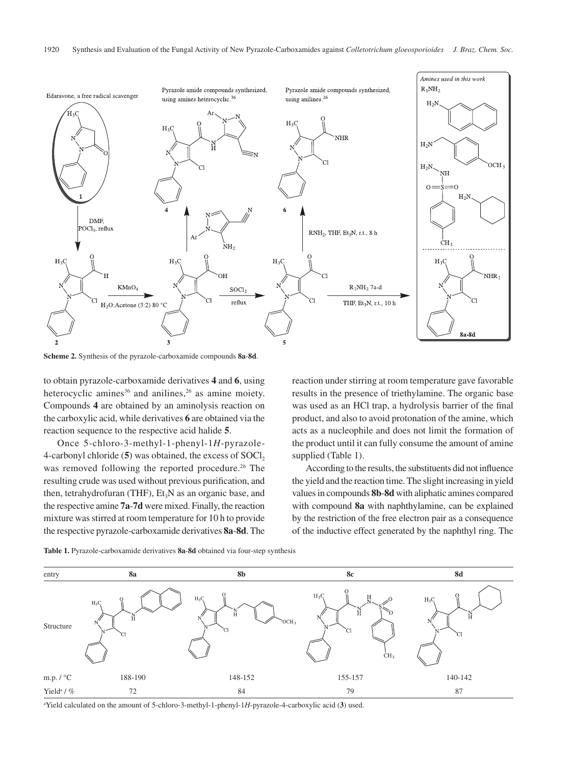Scheme 2. Synthesis of the pyrazole-carboxamide compounds **8a**-**8d**.

to obtain pyrazole-carboxamide derivatives **4** and **6**, using heterocyclic amines[36] and anilines,[26] as amine moiety. Compounds **4** are obtained by an aminolysis reaction on the carboxylic acid, while derivatives **6** are obtained via the reaction sequence to the respective acid halide **5**.

Once 5-chloro-3-methyl-1-phenyl-1*H*-pyrazole-4-carbonyl chloride (**5**) was obtained, the excess of $SOCl_2$ was removed following the reported procedure.[26] The resulting crude was used without previous purification, and then, tetrahydrofuran (THF), $Et_3N$ as an organic base, and the respective amine **7a**-**7d** were mixed. Finally, the reaction mixture was stirred at room temperature for 10 h to provide the respective pyrazole-carboxamide derivatives **8a**-**8d**. The reaction under stirring at room temperature gave favorable results in the presence of triethylamine. The organic base was used as an HCl trap, a hydrolysis barrier of the final product, and also to avoid protonation of the amine, which acts as a nucleophile and does not limit the formation of the product until it can fully consume the amount of amine supplied (Table 1).

According to the results, the substituents did not influence the yield and the reaction time. The slight increasing in yield values in compounds **8b**-**8d** with aliphatic amines compared with compound **8a** with naphthylamine, can be explained by the restriction of the free electron pair as a consequence of the inductive effect generated by the naphthyl ring. The

**Table 1.** Pyrazole-carboxamide derivatives **8a**-**8d** obtained via four-step synthesis

| entry | 8a | 8b | 8c | 8d |
|---|---|---|---|---|
| Structure | | | | |
| m.p. / °C | 188-190 | 148-152 | 155-157 | 140-142 |
| Yield[a] / % | 72 | 84 | 79 | 87 |

[a]Yield calculated on the amount of 5-chloro-3-methyl-1-phenyl-1*H*-pyrazole-4-carboxylic acid (**3**) used.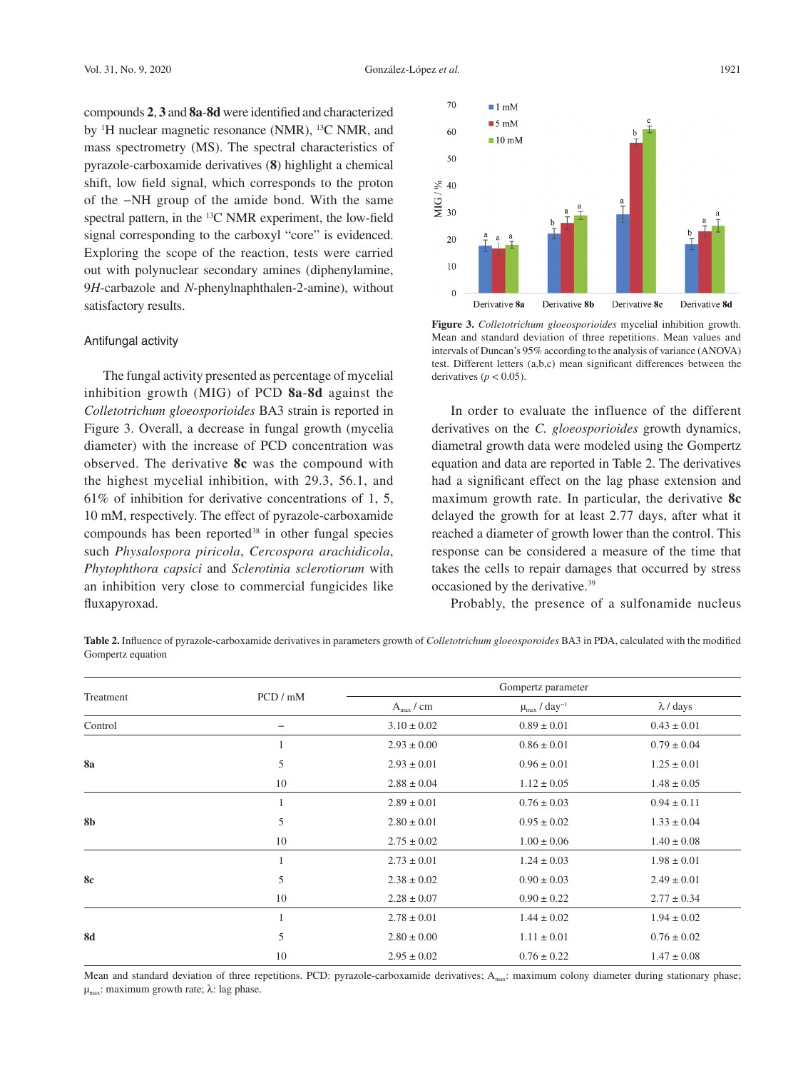compounds **2**, **3** and **8a**-**8d** were identified and characterized by $^{1}$H nuclear magnetic resonance (NMR), $^{13}$C NMR, and mass spectrometry (MS). The spectral characteristics of pyrazole-carboxamide derivatives (**8**) highlight a chemical shift, low field signal, which corresponds to the proton of the −NH group of the amide bond. With the same spectral pattern, in the $^{13}$C NMR experiment, the low-field signal corresponding to the carboxyl "core" is evidenced. Exploring the scope of the reaction, tests were carried out with polynuclear secondary amines (diphenylamine, 9*H*-carbazole and *N*-phenylnaphthalen-2-amine), without satisfactory results.

### Antifungal activity

The fungal activity presented as percentage of mycelial inhibition growth (MIG) of PCD **8a**-**8d** against the *Colletotrichum gloeosporioides* BA3 strain is reported in Figure 3. Overall, a decrease in fungal growth (mycelia diameter) with the increase of PCD concentration was observed. The derivative **8c** was the compound with the highest mycelial inhibition, with 29.3, 56.1, and 61% of inhibition for derivative concentrations of 1, 5, 10 mM, respectively. The effect of pyrazole-carboxamide compounds has been reported[38] in other fungal species such *Physalospora piricola*, *Cercospora arachidicola*, *Phytophthora capsici* and *Sclerotinia sclerotiorum* with an inhibition very close to commercial fungicides like fluxapyroxad.

**Figure 3.** *Colletotrichum gloeosporioides* mycelial inhibition growth. Mean and standard deviation of three repetitions. Mean values and intervals of Duncan's 95% according to the analysis of variance (ANOVA) test. Different letters (a,b,c) mean significant differences between the derivatives ($p < 0.05$).

In order to evaluate the influence of the different derivatives on the *C. gloeosporioides* growth dynamics, diametral growth data were modeled using the Gompertz equation and data are reported in Table 2. The derivatives had a significant effect on the lag phase extension and maximum growth rate. In particular, the derivative **8c** delayed the growth for at least 2.77 days, after what it reached a diameter of growth lower than the control. This response can be considered a measure of the time that takes the cells to repair damages that occurred by stress occasioned by the derivative.[39]

Probably, the presence of a sulfonamide nucleus

**Table 2.** Influence of pyrazole-carboxamide derivatives in parameters growth of *Colletotrichum gloeosporoides* BA3 in PDA, calculated with the modified Gompertz equation

| Treatment | PCD / mM | Gompertz parameter | | |
|---|---|---|---|---|
| | | $A_{max}$ / cm | $\mu_{max}$ / day$^{-1}$ | λ / days |
| Control | – | 3.10 ± 0.02 | 0.89 ± 0.01 | 0.43 ± 0.01 |
| | 1 | 2.93 ± 0.00 | 0.86 ± 0.01 | 0.79 ± 0.04 |
| **8a** | 5 | 2.93 ± 0.01 | 0.96 ± 0.01 | 1.25 ± 0.01 |
| | 10 | 2.88 ± 0.04 | 1.12 ± 0.05 | 1.48 ± 0.05 |
| | 1 | 2.89 ± 0.01 | 0.76 ± 0.03 | 0.94 ± 0.11 |
| **8b** | 5 | 2.80 ± 0.01 | 0.95 ± 0.02 | 1.33 ± 0.04 |
| | 10 | 2.75 ± 0.02 | 1.00 ± 0.06 | 1.40 ± 0.08 |
| | 1 | 2.73 ± 0.01 | 1.24 ± 0.03 | 1.98 ± 0.01 |
| **8c** | 5 | 2.38 ± 0.02 | 0.90 ± 0.03 | 2.49 ± 0.01 |
| | 10 | 2.28 ± 0.07 | 0.90 ± 0.22 | 2.77 ± 0.34 |
| | 1 | 2.78 ± 0.01 | 1.44 ± 0.02 | 1.94 ± 0.02 |
| **8d** | 5 | 2.80 ± 0.00 | 1.11 ± 0.01 | 0.76 ± 0.02 |
| | 10 | 2.95 ± 0.02 | 0.76 ± 0.22 | 1.47 ± 0.08 |

Mean and standard deviation of three repetitions. PCD: pyrazole-carboxamide derivatives; $A_{max}$: maximum colony diameter during stationary phase; $\mu_{max}$: maximum growth rate; λ: lag phase.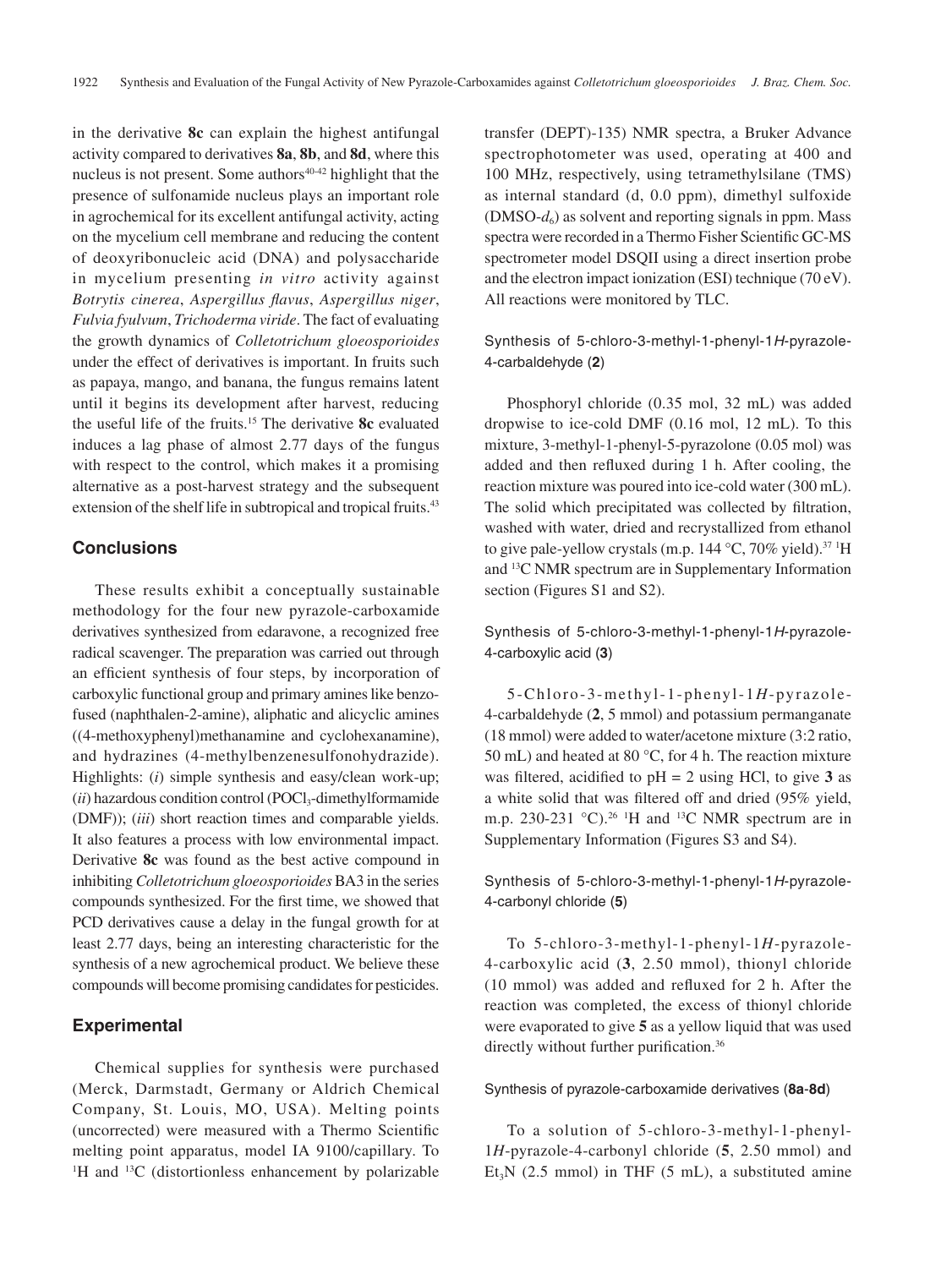in the derivative **8c** can explain the highest antifungal activity compared to derivatives **8a**, **8b**, and **8d**, where this nucleus is not present. Some authors[40-42] highlight that the presence of sulfonamide nucleus plays an important role in agrochemical for its excellent antifungal activity, acting on the mycelium cell membrane and reducing the content of deoxyribonucleic acid (DNA) and polysaccharide in mycelium presenting *in vitro* activity against *Botrytis cinerea*, *Aspergillus flavus*, *Aspergillus niger*, *Fulvia fyulvum*, *Trichoderma viride*. The fact of evaluating the growth dynamics of *Colletotrichum gloeosporioides* under the effect of derivatives is important. In fruits such as papaya, mango, and banana, the fungus remains latent until it begins its development after harvest, reducing the useful life of the fruits.[15] The derivative **8c** evaluated induces a lag phase of almost 2.77 days of the fungus with respect to the control, which makes it a promising alternative as a post-harvest strategy and the subsequent extension of the shelf life in subtropical and tropical fruits.[43]

## Conclusions

These results exhibit a conceptually sustainable methodology for the four new pyrazole-carboxamide derivatives synthesized from edaravone, a recognized free radical scavenger. The preparation was carried out through an efficient synthesis of four steps, by incorporation of carboxylic functional group and primary amines like benzo-fused (naphthalen-2-amine), aliphatic and alicyclic amines ((4-methoxyphenyl)methanamine and cyclohexanamine), and hydrazines (4-methylbenzenesulfonohydrazide). Highlights: (*i*) simple synthesis and easy/clean work-up; (*ii*) hazardous condition control ($POCl_3$-dimethylformamide (DMF)); (*iii*) short reaction times and comparable yields. It also features a process with low environmental impact. Derivative **8c** was found as the best active compound in inhibiting *Colletotrichum gloeosporioides* BA3 in the series compounds synthesized. For the first time, we showed that PCD derivatives cause a delay in the fungal growth for at least 2.77 days, being an interesting characteristic for the synthesis of a new agrochemical product. We believe these compounds will become promising candidates for pesticides.

## Experimental

Chemical supplies for synthesis were purchased (Merck, Darmstadt, Germany or Aldrich Chemical Company, St. Louis, MO, USA). Melting points (uncorrected) were measured with a Thermo Scientific melting point apparatus, model IA 9100/capillary. To $^1H$ and $^{13}C$ (distortionless enhancement by polarizable transfer (DEPT)-135) NMR spectra, a Bruker Advance spectrophotometer was used, operating at 400 and 100 MHz, respectively, using tetramethylsilane (TMS) as internal standard (d, 0.0 ppm), dimethyl sulfoxide (DMSO-$d_6$) as solvent and reporting signals in ppm. Mass spectra were recorded in a Thermo Fisher Scientific GC-MS spectrometer model DSQII using a direct insertion probe and the electron impact ionization (ESI) technique (70 eV). All reactions were monitored by TLC.

### Synthesis of 5-chloro-3-methyl-1-phenyl-1*H*-pyrazole-4-carbaldehyde (**2**)

Phosphoryl chloride (0.35 mol, 32 mL) was added dropwise to ice-cold DMF (0.16 mol, 12 mL). To this mixture, 3-methyl-1-phenyl-5-pyrazolone (0.05 mol) was added and then refluxed during 1 h. After cooling, the reaction mixture was poured into ice-cold water (300 mL). The solid which precipitated was collected by filtration, washed with water, dried and recrystallized from ethanol to give pale-yellow crystals (m.p. 144 °C, 70% yield).[37] $^1H$ and $^{13}C$ NMR spectrum are in Supplementary Information section (Figures S1 and S2).

### Synthesis of 5-chloro-3-methyl-1-phenyl-1*H*-pyrazole-4-carboxylic acid (**3**)

5-Chloro-3-methyl-1-phenyl-1*H*-pyrazole-4-carbaldehyde (**2**, 5 mmol) and potassium permanganate (18 mmol) were added to water/acetone mixture (3:2 ratio, 50 mL) and heated at 80 °C, for 4 h. The reaction mixture was filtered, acidified to pH = 2 using HCl, to give **3** as a white solid that was filtered off and dried (95% yield, m.p. 230-231 °C).[26] $^1H$ and $^{13}C$ NMR spectrum are in Supplementary Information (Figures S3 and S4).

### Synthesis of 5-chloro-3-methyl-1-phenyl-1*H*-pyrazole-4-carbonyl chloride (**5**)

To 5-chloro-3-methyl-1-phenyl-1*H*-pyrazole-4-carboxylic acid (**3**, 2.50 mmol), thionyl chloride (10 mmol) was added and refluxed for 2 h. After the reaction was completed, the excess of thionyl chloride were evaporated to give **5** as a yellow liquid that was used directly without further purification.[36]

#### Synthesis of pyrazole-carboxamide derivatives (**8a**-**8d**)

To a solution of 5-chloro-3-methyl-1-phenyl-1*H*-pyrazole-4-carbonyl chloride (**5**, 2.50 mmol) and $Et_3N$ (2.5 mmol) in THF (5 mL), a substituted amine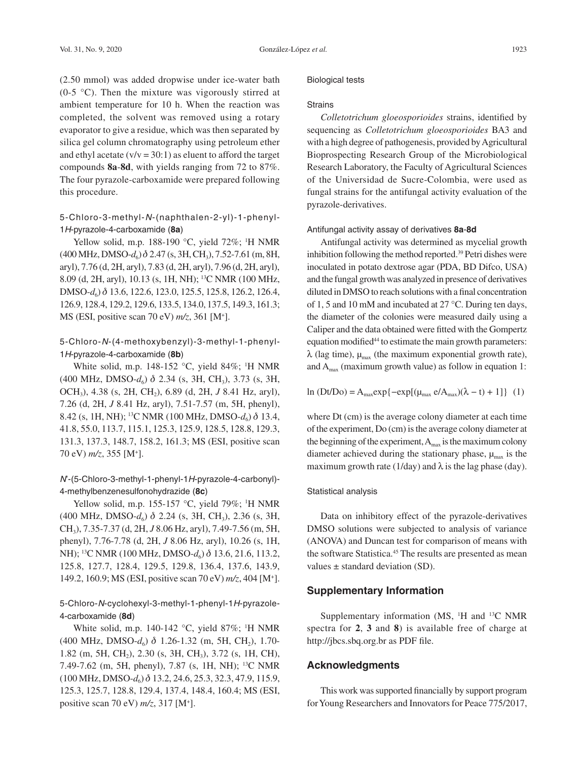(2.50 mmol) was added dropwise under ice-water bath (0-5 °C). Then the mixture was vigorously stirred at ambient temperature for 10 h. When the reaction was completed, the solvent was removed using a rotary evaporator to give a residue, which was then separated by silica gel column chromatography using petroleum ether and ethyl acetate (v/v = 30:1) as eluent to afford the target compounds **8a**-**8d**, with yields ranging from 72 to 87%. The four pyrazole-carboxamide were prepared following this procedure.

### 5-Chloro-3-methyl-*N*-(naphthalen-2-yl)-1-phenyl-1*H*-pyrazole-4-carboxamide (**8a**)

Yellow solid, m.p. 188-190 °C, yield 72%; $^1$H NMR (400 MHz, DMSO-$d_6$) $\delta$ 2.47 (s, 3H, $CH_3$), 7.52-7.61 (m, 8H, aryl), 7.76 (d, 2H, aryl), 7.83 (d, 2H, aryl), 7.96 (d, 2H, aryl), 8.09 (d, 2H, aryl), 10.13 (s, 1H, NH); $^{13}$C NMR (100 MHz, DMSO-$d_6$) $\delta$ 13.6, 122.6, 123.0, 125.5, 125.8, 126.2, 126.4, 126.9, 128.4, 129.2, 129.6, 133.5, 134.0, 137.5, 149.3, 161.3; MS (ESI, positive scan 70 eV) *m/z*, 361 [M$^+$].

### 5-Chloro-*N*-(4-methoxybenzyl)-3-methyl-1-phenyl-1*H*-pyrazole-4-carboxamide (**8b**)

White solid, m.p. 148-152 °C, yield 84%; $^1$H NMR (400 MHz, DMSO-$d_6$) $\delta$ 2.34 (s, 3H, $CH_3$), 3.73 (s, 3H, $OCH_3$), 4.38 (s, 2H, $CH_2$), 6.89 (d, 2H, *J* 8.41 Hz, aryl), 7.26 (d, 2H, *J* 8.41 Hz, aryl), 7.51-7.57 (m, 5H, phenyl), 8.42 (s, 1H, NH); $^{13}$C NMR (100 MHz, DMSO-$d_6$) $\delta$ 13.4, 41.8, 55.0, 113.7, 115.1, 125.3, 125.9, 128.5, 128.8, 129.3, 131.3, 137.3, 148.7, 158.2, 161.3; MS (ESI, positive scan 70 eV) *m/z*, 355 [M$^+$].

### *N'*-(5-Chloro-3-methyl-1-phenyl-1*H*-pyrazole-4-carbonyl)-4-methylbenzenesulfonohydrazide (**8c**)

Yellow solid, m.p. 155-157 °C, yield 79%; $^1$H NMR (400 MHz, DMSO-$d_6$) $\delta$ 2.24 (s, 3H, $CH_3$), 2.36 (s, 3H, $CH_3$), 7.35-7.37 (d, 2H, *J* 8.06 Hz, aryl), 7.49-7.56 (m, 5H, phenyl), 7.76-7.78 (d, 2H, *J* 8.06 Hz, aryl), 10.26 (s, 1H, NH); $^{13}$C NMR (100 MHz, DMSO-$d_6$) $\delta$ 13.6, 21.6, 113.2, 125.8, 127.7, 128.4, 129.5, 129.8, 136.4, 137.6, 143.9, 149.2, 160.9; MS (ESI, positive scan 70 eV) *m/z*, 404 [M$^+$].

### 5-Chloro-*N*-cyclohexyl-3-methyl-1-phenyl-1*H*-pyrazole-4-carboxamide (**8d**)

White solid, m.p. 140-142 °C, yield 87%; $^1$H NMR (400 MHz, DMSO-$d_6$) $\delta$ 1.26-1.32 (m, 5H, $CH_2$), 1.70-1.82 (m, 5H, $CH_2$), 2.30 (s, 3H, $CH_3$), 3.72 (s, 1H, CH), 7.49-7.62 (m, 5H, phenyl), 7.87 (s, 1H, NH); $^{13}$C NMR (100 MHz, DMSO-$d_6$) $\delta$ 13.2, 24.6, 25.3, 32.3, 47.9, 115.9, 125.3, 125.7, 128.8, 129.4, 137.4, 148.4, 160.4; MS (ESI, positive scan 70 eV) *m/z*, 317 [M$^+$].

### Biological tests

#### Strains

*Colletotrichum gloeosporioides* strains, identified by sequencing as *Colletotrichum gloeosporioides* BA3 and with a high degree of pathogenesis, provided by Agricultural Bioprospecting Research Group of the Microbiological Research Laboratory, the Faculty of Agricultural Sciences of the Universidad de Sucre-Colombia, were used as fungal strains for the antifungal activity evaluation of the pyrazole-derivatives.

#### Antifungal activity assay of derivatives **8a**-**8d**

Antifungal activity was determined as mycelial growth inhibition following the method reported.[39] Petri dishes were inoculated in potato dextrose agar (PDA, BD Difco, USA) and the fungal growth was analyzed in presence of derivatives diluted in DMSO to reach solutions with a final concentration of 1, 5 and 10 mM and incubated at 27 °C. During ten days, the diameter of the colonies were measured daily using a Caliper and the data obtained were fitted with the Gompertz equation modified[44] to estimate the main growth parameters: $\lambda$ (lag time), $\mu_{max}$ (the maximum exponential growth rate), and $A_{max}$ (maximum growth value) as follow in equation 1:

$$\ln(Dt/Do) = A_{max}\exp\{-\exp[(\mu_{max}\, e/A_{max})(\lambda - t) + 1]\} \quad (1)$$

where Dt (cm) is the average colony diameter at each time of the experiment, Do (cm) is the average colony diameter at the beginning of the experiment, $A_{max}$ is the maximum colony diameter achieved during the stationary phase, $\mu_{max}$ is the maximum growth rate (1/day) and $\lambda$ is the lag phase (day).

#### Statistical analysis

Data on inhibitory effect of the pyrazole-derivatives DMSO solutions were subjected to analysis of variance (ANOVA) and Duncan test for comparison of means with the software Statistica.[45] The results are presented as mean values ± standard deviation (SD).

## Supplementary Information

Supplementary information (MS, $^1$H and $^{13}$C NMR spectra for **2**, **3** and **8**) is available free of charge at http://jbcs.sbq.org.br as PDF file.

## Acknowledgments

This work was supported financially by support program for Young Researchers and Innovators for Peace 775/2017,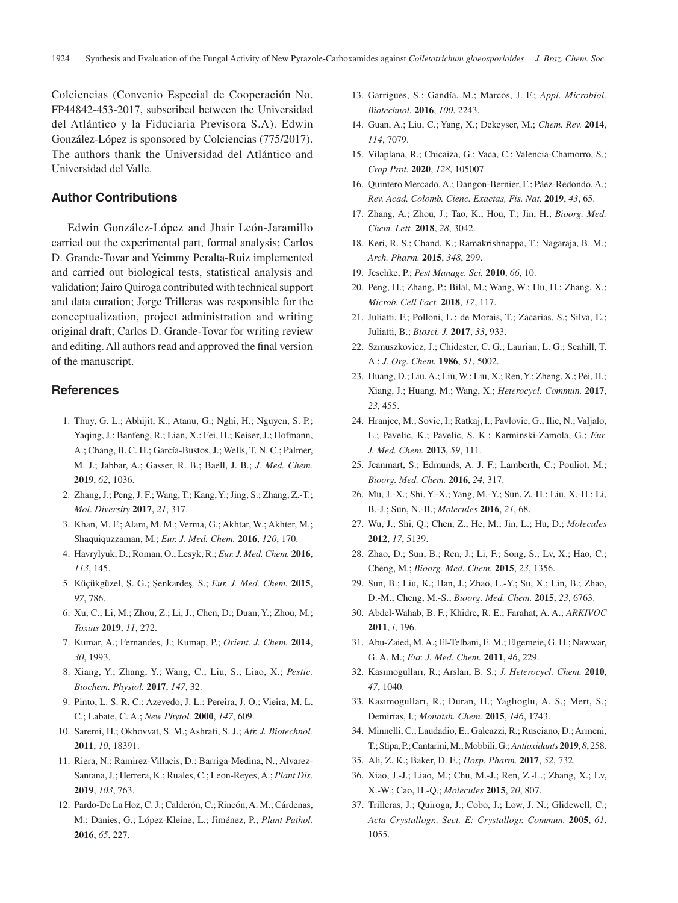Colciencias (Convenio Especial de Cooperación No. FP44842-453-2017, subscribed between the Universidad del Atlántico y la Fiduciaria Previsora S.A). Edwin González-López is sponsored by Colciencias (775/2017). The authors thank the Universidad del Atlántico and Universidad del Valle.

## Author Contributions

Edwin González-López and Jhair León-Jaramillo carried out the experimental part, formal analysis; Carlos D. Grande-Tovar and Yeimmy Peralta-Ruiz implemented and carried out biological tests, statistical analysis and validation; Jairo Quiroga contributed with technical support and data curation; Jorge Trilleras was responsible for the conceptualization, project administration and writing original draft; Carlos D. Grande-Tovar for writing review and editing. All authors read and approved the final version of the manuscript.

## References

1. Thuy, G. L.; Abhijit, K.; Atanu, G.; Nghi, H.; Nguyen, S. P.; Yaqing, J.; Banfeng, R.; Lian, X.; Fei, H.; Keiser, J.; Hofmann, A.; Chang, B. C. H.; García-Bustos, J.; Wells, T. N. C.; Palmer, M. J.; Jabbar, A.; Gasser, R. B.; Baell, J. B.; *J. Med. Chem.* **2019**, *62*, 1036.
2. Zhang, J.; Peng, J. F.; Wang, T.; Kang, Y.; Jing, S.; Zhang, Z.-T.; *Mol. Diversity* **2017**, *21*, 317.
3. Khan, M. F.; Alam, M. M.; Verma, G.; Akhtar, W.; Akhter, M.; Shaquiquzzaman, M.; *Eur. J. Med. Chem.* **2016**, *120*, 170.
4. Havrylyuk, D.; Roman, O.; Lesyk, R.; *Eur. J. Med. Chem.* **2016**, *113*, 145.
5. Küçükgüzel, Ş. G.; Şenkardeş, S.; *Eur. J. Med. Chem.* **2015**, *97*, 786.
6. Xu, C.; Li, M.; Zhou, Z.; Li, J.; Chen, D.; Duan, Y.; Zhou, M.; *Toxins* **2019**, *11*, 272.
7. Kumar, A.; Fernandes, J.; Kumap, P.; *Orient. J. Chem.* **2014**, *30*, 1993.
8. Xiang, Y.; Zhang, Y.; Wang, C.; Liu, S.; Liao, X.; *Pestic. Biochem. Physiol.* **2017**, *147*, 32.
9. Pinto, L. S. R. C.; Azevedo, J. L.; Pereira, J. O.; Vieira, M. L. C.; Labate, C. A.; *New Phytol.* **2000**, *147*, 609.
10. Saremi, H.; Okhovvat, S. M.; Ashrafi, S. J.; *Afr. J. Biotechnol.* **2011**, *10*, 18391.
11. Riera, N.; Ramirez-Villacis, D.; Barriga-Medina, N.; Alvarez-Santana, J.; Herrera, K.; Ruales, C.; Leon-Reyes, A.; *Plant Dis.* **2019**, *103*, 763.
12. Pardo-De La Hoz, C. J.; Calderón, C.; Rincón, A. M.; Cárdenas, M.; Danies, G.; López-Kleine, L.; Jiménez, P.; *Plant Pathol.* **2016**, *65*, 227.
13. Garrigues, S.; Gandía, M.; Marcos, J. F.; *Appl. Microbiol. Biotechnol.* **2016**, *100*, 2243.
14. Guan, A.; Liu, C.; Yang, X.; Dekeyser, M.; *Chem. Rev.* **2014**, *114*, 7079.
15. Vilaplana, R.; Chicaiza, G.; Vaca, C.; Valencia-Chamorro, S.; *Crop Prot.* **2020**, *128*, 105007.
16. Quintero Mercado, A.; Dangon-Bernier, F.; Páez-Redondo, A.; *Rev. Acad. Colomb. Cienc. Exactas, Fis. Nat.* **2019**, *43*, 65.
17. Zhang, A.; Zhou, J.; Tao, K.; Hou, T.; Jin, H.; *Bioorg. Med. Chem. Lett.* **2018**, *28*, 3042.
18. Keri, R. S.; Chand, K.; Ramakrishnappa, T.; Nagaraja, B. M.; *Arch. Pharm.* **2015**, *348*, 299.
19. Jeschke, P.; *Pest Manage. Sci.* **2010**, *66*, 10.
20. Peng, H.; Zhang, P.; Bilal, M.; Wang, W.; Hu, H.; Zhang, X.; *Microb. Cell Fact.* **2018**, *17*, 117.
21. Juliatti, F.; Polloni, L.; de Morais, T.; Zacarias, S.; Silva, E.; Juliatti, B.; *Biosci. J.* **2017**, *33*, 933.
22. Szmuszkovicz, J.; Chidester, C. G.; Laurian, L. G.; Scahill, T. A.; *J. Org. Chem.* **1986**, *51*, 5002.
23. Huang, D.; Liu, A.; Liu, W.; Liu, X.; Ren, Y.; Zheng, X.; Pei, H.; Xiang, J.; Huang, M.; Wang, X.; *Heterocycl. Commun.* **2017**, *23*, 455.
24. Hranjec, M.; Sovic, I.; Ratkaj, I.; Pavlovic, G.; Ilic, N.; Valjalo, L.; Pavelic, K.; Pavelic, S. K.; Karminski-Zamola, G.; *Eur. J. Med. Chem.* **2013**, *59*, 111.
25. Jeanmart, S.; Edmunds, A. J. F.; Lamberth, C.; Pouliot, M.; *Bioorg. Med. Chem.* **2016**, *24*, 317.
26. Mu, J.-X.; Shi, Y.-X.; Yang, M.-Y.; Sun, Z.-H.; Liu, X.-H.; Li, B.-J.; Sun, N.-B.; *Molecules* **2016**, *21*, 68.
27. Wu, J.; Shi, Q.; Chen, Z.; He, M.; Jin, L.; Hu, D.; *Molecules* **2012**, *17*, 5139.
28. Zhao, D.; Sun, B.; Ren, J.; Li, F.; Song, S.; Lv, X.; Hao, C.; Cheng, M.; *Bioorg. Med. Chem.* **2015**, *23*, 1356.
29. Sun, B.; Liu, K.; Han, J.; Zhao, L.-Y.; Su, X.; Lin, B.; Zhao, D.-M.; Cheng, M.-S.; *Bioorg. Med. Chem.* **2015**, *23*, 6763.
30. Abdel-Wahab, B. F.; Khidre, R. E.; Farahat, A. A.; *ARKIVOC* **2011**, *i*, 196.
31. Abu-Zaied, M. A.; El-Telbani, E. M.; Elgemeie, G. H.; Nawwar, G. A. M.; *Eur. J. Med. Chem.* **2011**, *46*, 229.
32. Kasımogulları, R.; Arslan, B. S.; *J. Heterocycl. Chem.* **2010**, *47*, 1040.
33. Kasımogulları, R.; Duran, H.; Yaglıoglu, A. S.; Mert, S.; Demirtas, I.; *Monatsh. Chem.* **2015**, *146*, 1743.
34. Minnelli, C.; Laudadio, E.; Galeazzi, R.; Rusciano, D.; Armeni, T.; Stipa, P.; Cantarini, M.; Mobbili, G.; *Antioxidants* **2019**, *8*, 258.
35. Ali, Z. K.; Baker, D. E.; *Hosp. Pharm.* **2017**, *52*, 732.
36. Xiao, J.-J.; Liao, M.; Chu, M.-J.; Ren, Z.-L.; Zhang, X.; Lv, X.-W.; Cao, H.-Q.; *Molecules* **2015**, *20*, 807.
37. Trilleras, J.; Quiroga, J.; Cobo, J.; Low, J. N.; Glidewell, C.; *Acta Crystallogr., Sect. E: Crystallogr. Commun.* **2005**, *61*, 1055.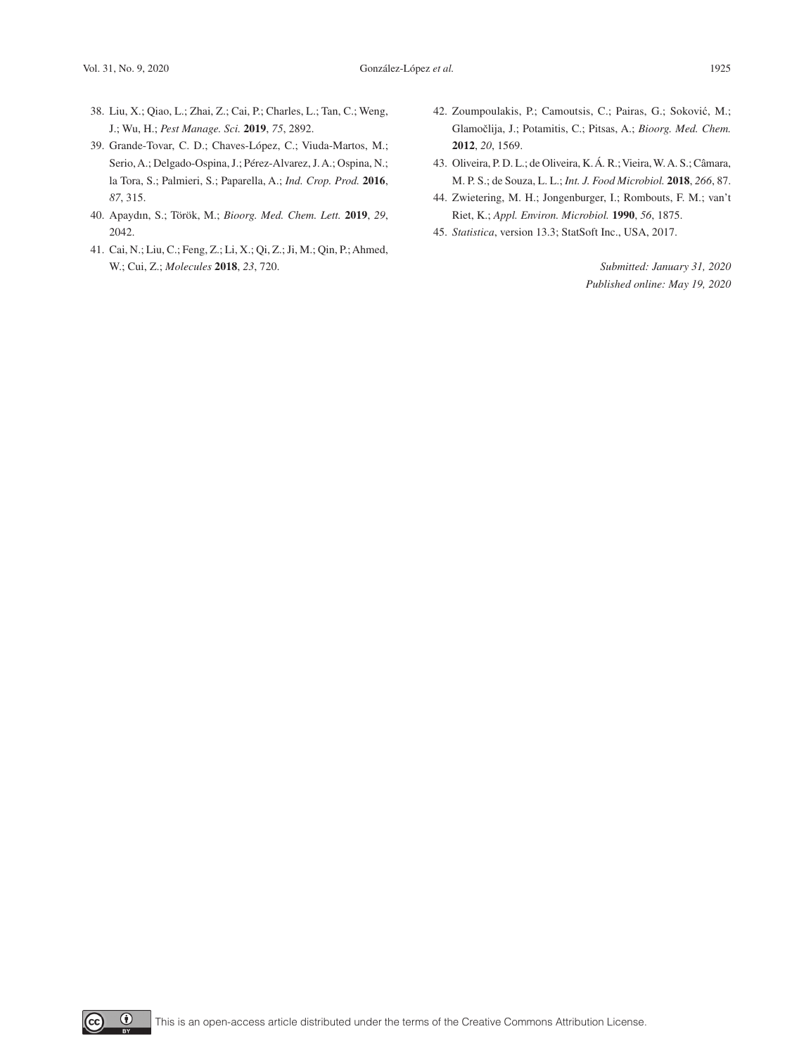38. Liu, X.; Qiao, L.; Zhai, Z.; Cai, P.; Charles, L.; Tan, C.; Weng, J.; Wu, H.; *Pest Manage. Sci.* **2019**, *75*, 2892.
39. Grande-Tovar, C. D.; Chaves-López, C.; Viuda-Martos, M.; Serio, A.; Delgado-Ospina, J.; Pérez-Alvarez, J. A.; Ospina, N.; la Tora, S.; Palmieri, S.; Paparella, A.; *Ind. Crop. Prod.* **2016**, *87*, 315.
40. Apaydın, S.; Török, M.; *Bioorg. Med. Chem. Lett.* **2019**, *29*, 2042.
41. Cai, N.; Liu, C.; Feng, Z.; Li, X.; Qi, Z.; Ji, M.; Qin, P.; Ahmed, W.; Cui, Z.; *Molecules* **2018**, *23*, 720.
42. Zoumpoulakis, P.; Camoutsis, C.; Pairas, G.; Soković, M.; Glamočlija, J.; Potamitis, C.; Pitsas, A.; *Bioorg. Med. Chem.* **2012**, *20*, 1569.
43. Oliveira, P. D. L.; de Oliveira, K. Á. R.; Vieira, W. A. S.; Câmara, M. P. S.; de Souza, L. L.; *Int. J. Food Microbiol.* **2018**, *266*, 87.
44. Zwietering, M. H.; Jongenburger, I.; Rombouts, F. M.; van't Riet, K.; *Appl. Environ. Microbiol.* **1990**, *56*, 1875.
45. *Statistica*, version 13.3; StatSoft Inc., USA, 2017.

*Submitted: January 31, 2020*
*Published online: May 19, 2020*

This is an open-access article distributed under the terms of the Creative Commons Attribution License.